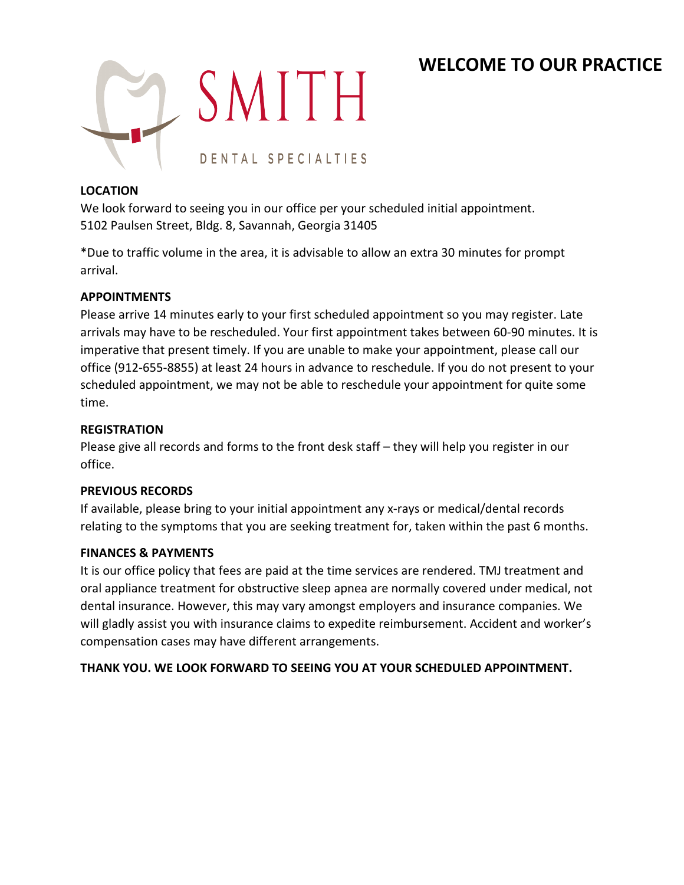SMITH

DENTAL SPECIALTIES

# WELCOME TO OUR PRACTICE

**LOCATION**

We look forward to seeing you in our office per your scheduled initial appointment.
5102 Paulsen Street, Bldg. 8, Savannah, Georgia 31405

*Due to traffic volume in the area, it is advisable to allow an extra 30 minutes for prompt arrival.

**APPOINTMENTS**

Please arrive 14 minutes early to your first scheduled appointment so you may register. Late arrivals may have to be rescheduled. Your first appointment takes between 60-90 minutes. It is imperative that present timely. If you are unable to make your appointment, please call our office (912-655-8855) at least 24 hours in advance to reschedule. If you do not present to your scheduled appointment, we may not be able to reschedule your appointment for quite some time.

**REGISTRATION**

Please give all records and forms to the front desk staff – they will help you register in our office.

**PREVIOUS RECORDS**

If available, please bring to your initial appointment any x-rays or medical/dental records relating to the symptoms that you are seeking treatment for, taken within the past 6 months.

**FINANCES & PAYMENTS**

It is our office policy that fees are paid at the time services are rendered. TMJ treatment and oral appliance treatment for obstructive sleep apnea are normally covered under medical, not dental insurance. However, this may vary amongst employers and insurance companies. We will gladly assist you with insurance claims to expedite reimbursement. Accident and worker's compensation cases may have different arrangements.

**THANK YOU. WE LOOK FORWARD TO SEEING YOU AT YOUR SCHEDULED APPOINTMENT.**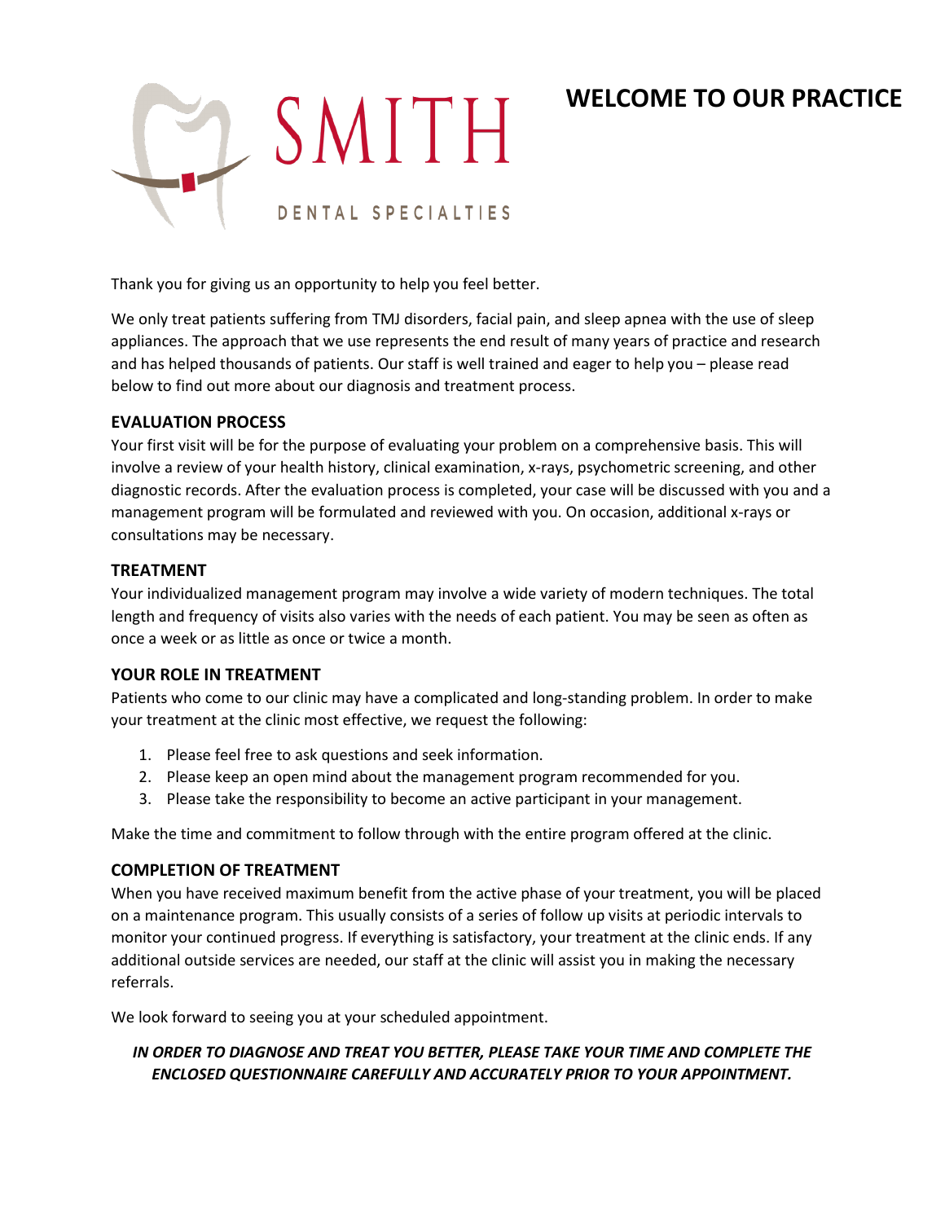SMITH

DENTAL SPECIALTIES

# WELCOME TO OUR PRACTICE

Thank you for giving us an opportunity to help you feel better.

We only treat patients suffering from TMJ disorders, facial pain, and sleep apnea with the use of sleep appliances. The approach that we use represents the end result of many years of practice and research and has helped thousands of patients. Our staff is well trained and eager to help you – please read below to find out more about our diagnosis and treatment process.

### EVALUATION PROCESS

Your first visit will be for the purpose of evaluating your problem on a comprehensive basis. This will involve a review of your health history, clinical examination, x-rays, psychometric screening, and other diagnostic records. After the evaluation process is completed, your case will be discussed with you and a management program will be formulated and reviewed with you. On occasion, additional x-rays or consultations may be necessary.

### TREATMENT

Your individualized management program may involve a wide variety of modern techniques. The total length and frequency of visits also varies with the needs of each patient. You may be seen as often as once a week or as little as once or twice a month.

### YOUR ROLE IN TREATMENT

Patients who come to our clinic may have a complicated and long-standing problem. In order to make your treatment at the clinic most effective, we request the following:

1. Please feel free to ask questions and seek information.
2. Please keep an open mind about the management program recommended for you.
3. Please take the responsibility to become an active participant in your management.

Make the time and commitment to follow through with the entire program offered at the clinic.

### COMPLETION OF TREATMENT

When you have received maximum benefit from the active phase of your treatment, you will be placed on a maintenance program. This usually consists of a series of follow up visits at periodic intervals to monitor your continued progress. If everything is satisfactory, your treatment at the clinic ends. If any additional outside services are needed, our staff at the clinic will assist you in making the necessary referrals.

We look forward to seeing you at your scheduled appointment.

***IN ORDER TO DIAGNOSE AND TREAT YOU BETTER, PLEASE TAKE YOUR TIME AND COMPLETE THE ENCLOSED QUESTIONNAIRE CAREFULLY AND ACCURATELY PRIOR TO YOUR APPOINTMENT.***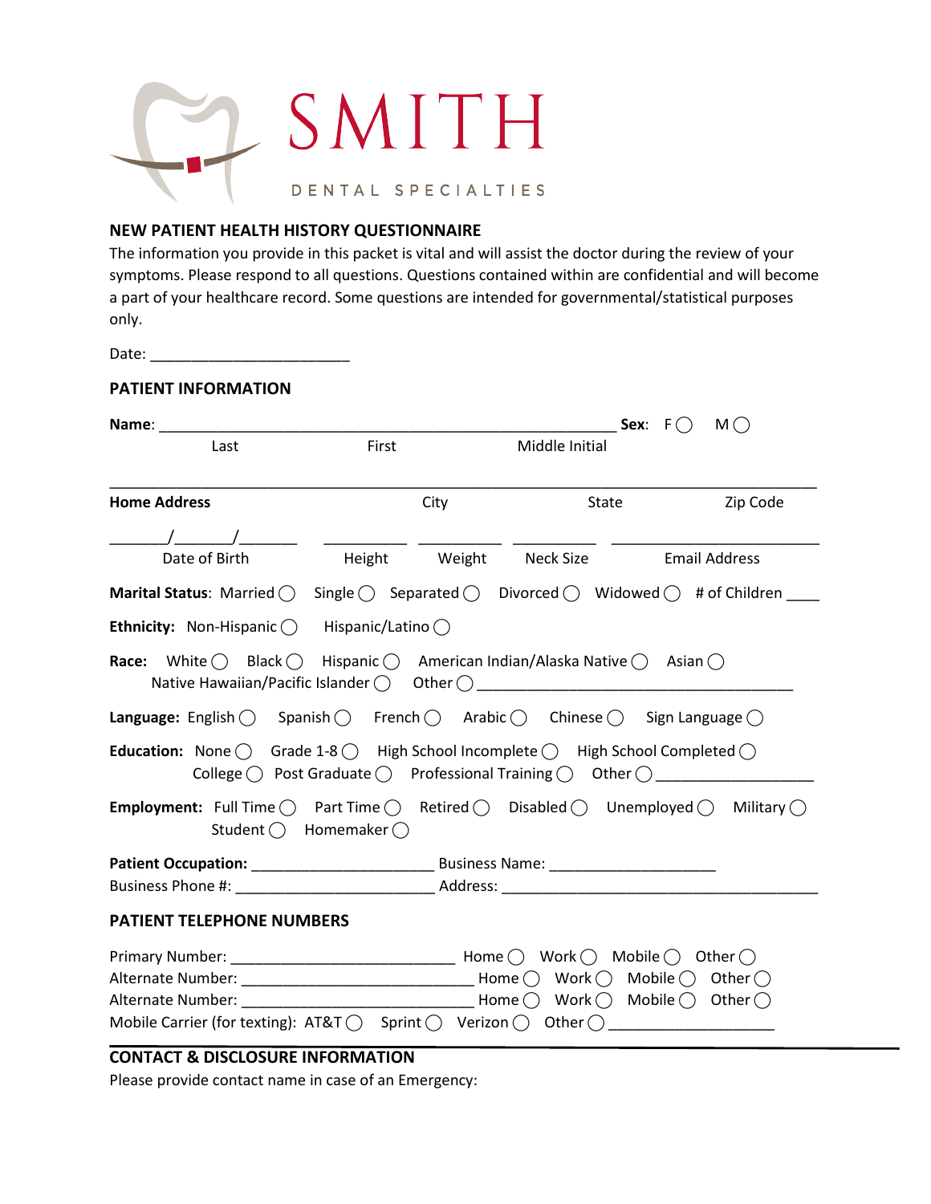# SMITH

DENTAL SPECIALTIES

## NEW PATIENT HEALTH HISTORY QUESTIONNAIRE

The information you provide in this packet is vital and will assist the doctor during the review of your symptoms. Please respond to all questions. Questions contained within are confidential and will become a part of your healthcare record. Some questions are intended for governmental/statistical purposes only.

Date: ________________________

## PATIENT INFORMATION

**Name**: _______________________________________________________ **Sex**: F ◯ M ◯

Last First Middle Initial

_______________________________________________________________________________

**Home Address** City State Zip Code

_______/_______/_______ __________ __________ __________ _________________________

Date of Birth Height Weight Neck Size Email Address

**Marital Status**: Married ◯ Single ◯ Separated ◯ Divorced ◯ Widowed ◯ # of Children ____

**Ethnicity:** Non-Hispanic ◯ Hispanic/Latino ◯

**Race:** White ◯ Black ◯ Hispanic ◯ American Indian/Alaska Native ◯ Asian ◯ Native Hawaiian/Pacific Islander ◯ Other ◯ ____________________________________

**Language:** English ◯ Spanish ◯ French ◯ Arabic ◯ Chinese ◯ Sign Language ◯

**Education:** None ◯ Grade 1-8 ◯ High School Incomplete ◯ High School Completed ◯ College ◯ Post Graduate ◯ Professional Training ◯ Other ◯ __________________

**Employment:** Full Time ◯ Part Time ◯ Retired ◯ Disabled ◯ Unemployed ◯ Military ◯ Student ◯ Homemaker ◯

**Patient Occupation:** ______________________ Business Name: ____________________

Business Phone #: ________________________ Address: ______________________________________

## PATIENT TELEPHONE NUMBERS

Primary Number: ___________________________ Home ◯ Work ◯ Mobile ◯ Other ◯

Alternate Number: ___________________________ Home ◯ Work ◯ Mobile ◯ Other ◯

Alternate Number: ___________________________ Home ◯ Work ◯ Mobile ◯ Other ◯

Mobile Carrier (for texting): AT&T ◯ Sprint ◯ Verizon ◯ Other ◯ ____________________

## CONTACT & DISCLOSURE INFORMATION

Please provide contact name in case of an Emergency: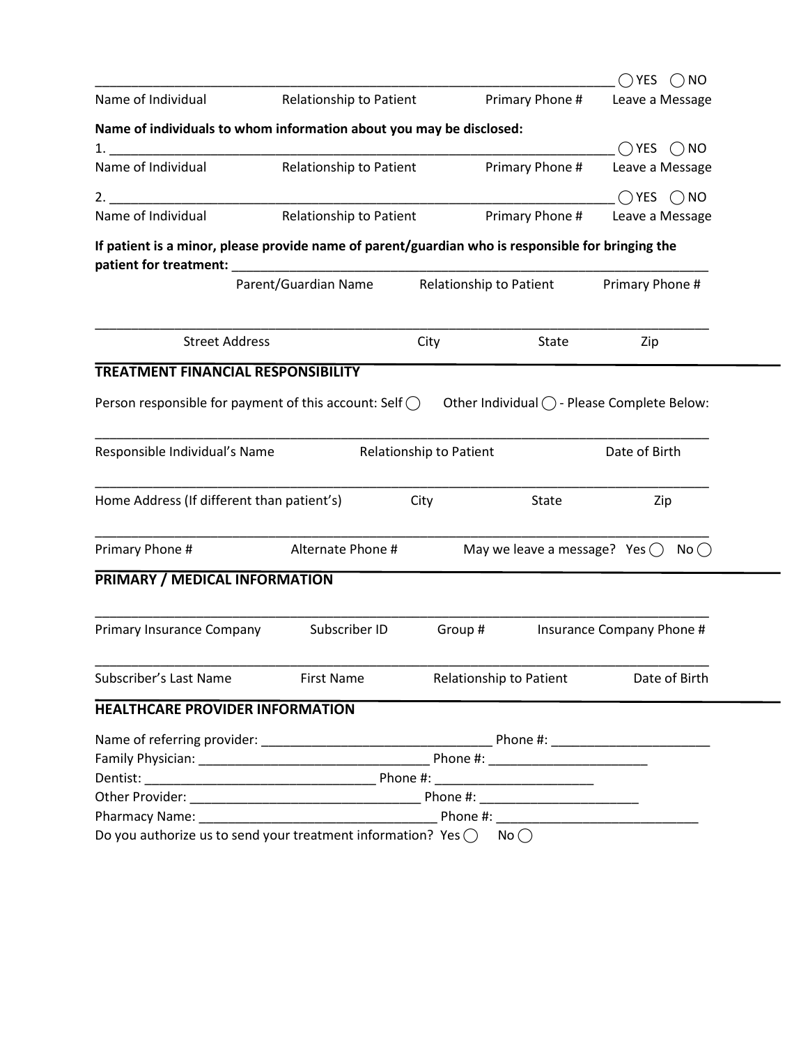______________________________________________________________________ ◯ YES ◯ NO

Name of Individual　　Relationship to Patient　　Primary Phone #　　Leave a Message

**Name of individuals to whom information about you may be disclosed:**

1. ______________________________________________________________________ ◯ YES ◯ NO

Name of Individual　　Relationship to Patient　　Primary Phone #　　Leave a Message

2. ______________________________________________________________________ ◯ YES ◯ NO

Name of Individual　　Relationship to Patient　　Primary Phone #　　Leave a Message

**If patient is a minor, please provide name of parent/guardian who is responsible for bringing the patient for treatment:** ______________________________________________________________________

Parent/Guardian Name　　Relationship to Patient　　Primary Phone #

______________________________________________________________________

Street Address　　City　　State　　Zip

## TREATMENT FINANCIAL RESPONSIBILITY

Person responsible for payment of this account: Self ◯　　Other Individual ◯ - Please Complete Below:

______________________________________________________________________

Responsible Individual's Name　　Relationship to Patient　　Date of Birth

______________________________________________________________________

Home Address (If different than patient's)　　City　　State　　Zip

______________________________________________________________________

Primary Phone #　　Alternate Phone #　　May we leave a message? Yes ◯　No ◯

## PRIMARY / MEDICAL INFORMATION

______________________________________________________________________

Primary Insurance Company　　Subscriber ID　　Group #　　Insurance Company Phone #

______________________________________________________________________

Subscriber's Last Name　　First Name　　Relationship to Patient　　Date of Birth

## HEALTHCARE PROVIDER INFORMATION

Name of referring provider: ________________________________ Phone #: ______________________

Family Physician: ______________________________ Phone #: ______________________

Dentist: ______________________________ Phone #: ______________________

Other Provider: ______________________________ Phone #: ______________________

Pharmacy Name: ________________________________ Phone #: ____________________________

Do you authorize us to send your treatment information? Yes ◯　No ◯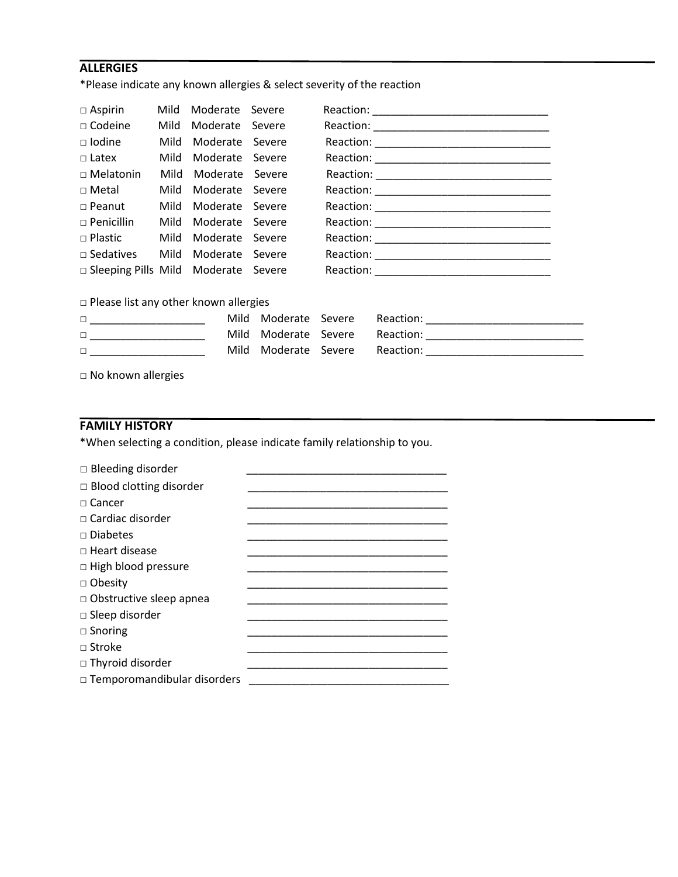## ALLERGIES

*Please indicate any known allergies & select severity of the reaction

| Allergy | Severity | | | Reaction |
|---|---|---|---|---|
| □ Aspirin | Mild | Moderate | Severe | Reaction: ______________________________ |
| □ Codeine | Mild | Moderate | Severe | Reaction: ______________________________ |
| □ Iodine | Mild | Moderate | Severe | Reaction: ______________________________ |
| □ Latex | Mild | Moderate | Severe | Reaction: ______________________________ |
| □ Melatonin | Mild | Moderate | Severe | Reaction: ______________________________ |
| □ Metal | Mild | Moderate | Severe | Reaction: ______________________________ |
| □ Peanut | Mild | Moderate | Severe | Reaction: ______________________________ |
| □ Penicillin | Mild | Moderate | Severe | Reaction: ______________________________ |
| □ Plastic | Mild | Moderate | Severe | Reaction: ______________________________ |
| □ Sedatives | Mild | Moderate | Severe | Reaction: ______________________________ |
| □ Sleeping Pills | Mild | Moderate | Severe | Reaction: ______________________________ |

□ Please list any other known allergies

| Allergy | Severity | | | Reaction |
|---|---|---|---|---|
| □ ___________________ | Mild | Moderate | Severe | Reaction: ___________________________ |
| □ ___________________ | Mild | Moderate | Severe | Reaction: ___________________________ |
| □ ___________________ | Mild | Moderate | Severe | Reaction: ___________________________ |

□ No known allergies

## FAMILY HISTORY

*When selecting a condition, please indicate family relationship to you.

| Condition | Family relationship |
|---|---|
| □ Bleeding disorder | __________________________________ |
| □ Blood clotting disorder | __________________________________ |
| □ Cancer | __________________________________ |
| □ Cardiac disorder | __________________________________ |
| □ Diabetes | __________________________________ |
| □ Heart disease | __________________________________ |
| □ High blood pressure | __________________________________ |
| □ Obesity | __________________________________ |
| □ Obstructive sleep apnea | __________________________________ |
| □ Sleep disorder | __________________________________ |
| □ Snoring | __________________________________ |
| □ Stroke | __________________________________ |
| □ Thyroid disorder | __________________________________ |
| □ Temporomandibular disorders | __________________________________ |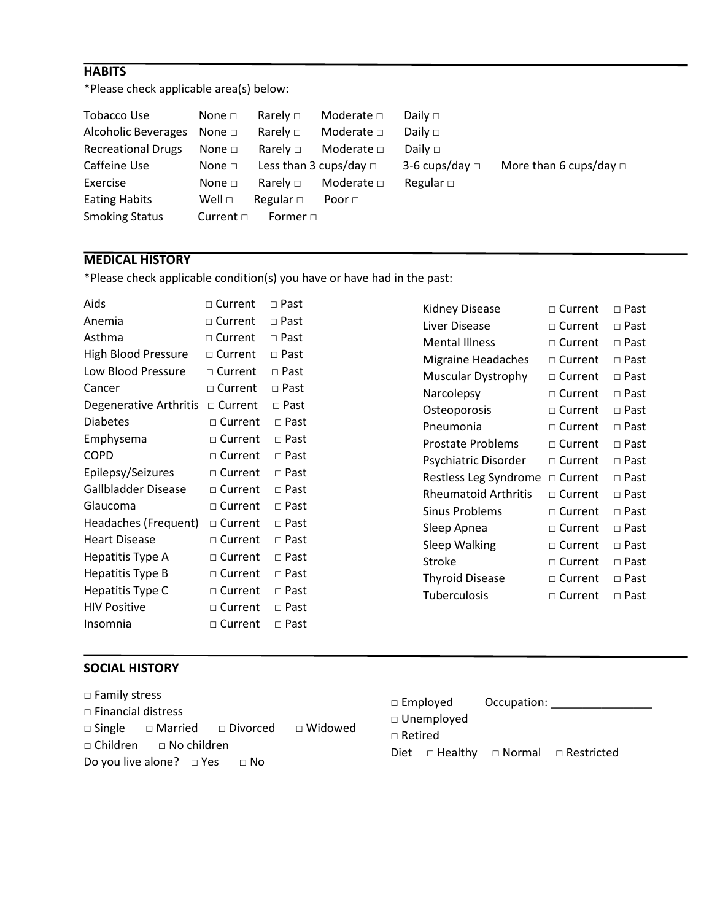## HABITS

*Please check applicable area(s) below:

| | | | | | |
|---|---|---|---|---|---|
| Tobacco Use | None □ | Rarely □ | Moderate □ | Daily □ | |
| Alcoholic Beverages | None □ | Rarely □ | Moderate □ | Daily □ | |
| Recreational Drugs | None □ | Rarely □ | Moderate □ | Daily □ | |
| Caffeine Use | None □ | Less than 3 cups/day □ | 3-6 cups/day □ | More than 6 cups/day □ | |
| Exercise | None □ | Rarely □ | Moderate □ | Regular □ | |
| Eating Habits | Well □ | Regular □ | Poor □ | | |
| Smoking Status | Current □ | Former □ | | | |

## MEDICAL HISTORY

*Please check applicable condition(s) you have or have had in the past:

| | | |
|---|---|---|
| Aids | □ Current | □ Past |
| Anemia | □ Current | □ Past |
| Asthma | □ Current | □ Past |
| High Blood Pressure | □ Current | □ Past |
| Low Blood Pressure | □ Current | □ Past |
| Cancer | □ Current | □ Past |
| Degenerative Arthritis | □ Current | □ Past |
| Diabetes | □ Current | □ Past |
| Emphysema | □ Current | □ Past |
| COPD | □ Current | □ Past |
| Epilepsy/Seizures | □ Current | □ Past |
| Gallbladder Disease | □ Current | □ Past |
| Glaucoma | □ Current | □ Past |
| Headaches (Frequent) | □ Current | □ Past |
| Heart Disease | □ Current | □ Past |
| Hepatitis Type A | □ Current | □ Past |
| Hepatitis Type B | □ Current | □ Past |
| Hepatitis Type C | □ Current | □ Past |
| HIV Positive | □ Current | □ Past |
| Insomnia | □ Current | □ Past |
| Kidney Disease | □ Current | □ Past |
| Liver Disease | □ Current | □ Past |
| Mental Illness | □ Current | □ Past |
| Migraine Headaches | □ Current | □ Past |
| Muscular Dystrophy | □ Current | □ Past |
| Narcolepsy | □ Current | □ Past |
| Osteoporosis | □ Current | □ Past |
| Pneumonia | □ Current | □ Past |
| Prostate Problems | □ Current | □ Past |
| Psychiatric Disorder | □ Current | □ Past |
| Restless Leg Syndrome | □ Current | □ Past |
| Rheumatoid Arthritis | □ Current | □ Past |
| Sinus Problems | □ Current | □ Past |
| Sleep Apnea | □ Current | □ Past |
| Sleep Walking | □ Current | □ Past |
| Stroke | □ Current | □ Past |
| Thyroid Disease | □ Current | □ Past |
| Tuberculosis | □ Current | □ Past |

## SOCIAL HISTORY

□ Family stress

□ Financial distress

□ Single □ Married □ Divorced □ Widowed

□ Children □ No children

Do you live alone? □ Yes □ No

□ Employed Occupation: ________________

□ Unemployed

□ Retired

Diet □ Healthy □ Normal □ Restricted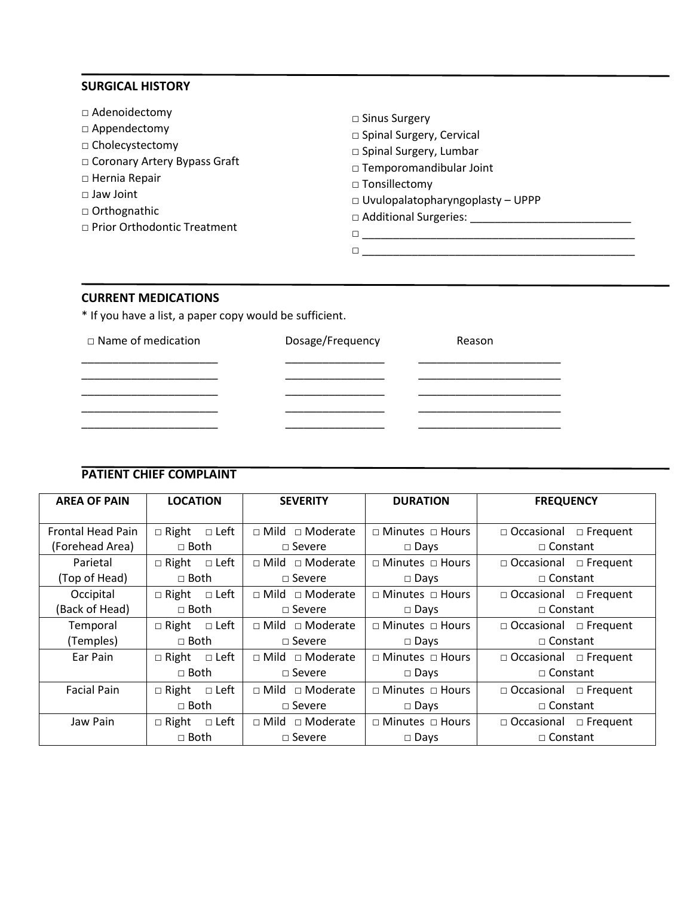## SURGICAL HISTORY

□ Adenoidectomy
□ Appendectomy
□ Cholecystectomy
□ Coronary Artery Bypass Graft
□ Hernia Repair
□ Jaw Joint
□ Orthognathic
□ Prior Orthodontic Treatment
□ Sinus Surgery
□ Spinal Surgery, Cervical
□ Spinal Surgery, Lumbar
□ Temporomandibular Joint
□ Tonsillectomy
□ Uvulopalatopharyngoplasty – UPPP
□ Additional Surgeries: ___________________________
□ ______________________________________________
□ ______________________________________________

## CURRENT MEDICATIONS

* If you have a list, a paper copy would be sufficient.

| □ Name of medication | Dosage/Frequency | Reason |
|---|---|---|
| _______________________ | _________________ | ________________________ |
| _______________________ | _________________ | ________________________ |
| _______________________ | _________________ | ________________________ |
| _______________________ | _________________ | ________________________ |
| _______________________ | _________________ | ________________________ |

## PATIENT CHIEF COMPLAINT

| AREA OF PAIN | LOCATION | SEVERITY | DURATION | FREQUENCY |
|---|---|---|---|---|
| Frontal Head Pain (Forehead Area) | □ Right □ Left □ Both | □ Mild □ Moderate □ Severe | □ Minutes □ Hours □ Days | □ Occasional □ Frequent □ Constant |
| Parietal (Top of Head) | □ Right □ Left □ Both | □ Mild □ Moderate □ Severe | □ Minutes □ Hours □ Days | □ Occasional □ Frequent □ Constant |
| Occipital (Back of Head) | □ Right □ Left □ Both | □ Mild □ Moderate □ Severe | □ Minutes □ Hours □ Days | □ Occasional □ Frequent □ Constant |
| Temporal (Temples) | □ Right □ Left □ Both | □ Mild □ Moderate □ Severe | □ Minutes □ Hours □ Days | □ Occasional □ Frequent □ Constant |
| Ear Pain | □ Right □ Left □ Both | □ Mild □ Moderate □ Severe | □ Minutes □ Hours □ Days | □ Occasional □ Frequent □ Constant |
| Facial Pain | □ Right □ Left □ Both | □ Mild □ Moderate □ Severe | □ Minutes □ Hours □ Days | □ Occasional □ Frequent □ Constant |
| Jaw Pain | □ Right □ Left □ Both | □ Mild □ Moderate □ Severe | □ Minutes □ Hours □ Days | □ Occasional □ Frequent □ Constant |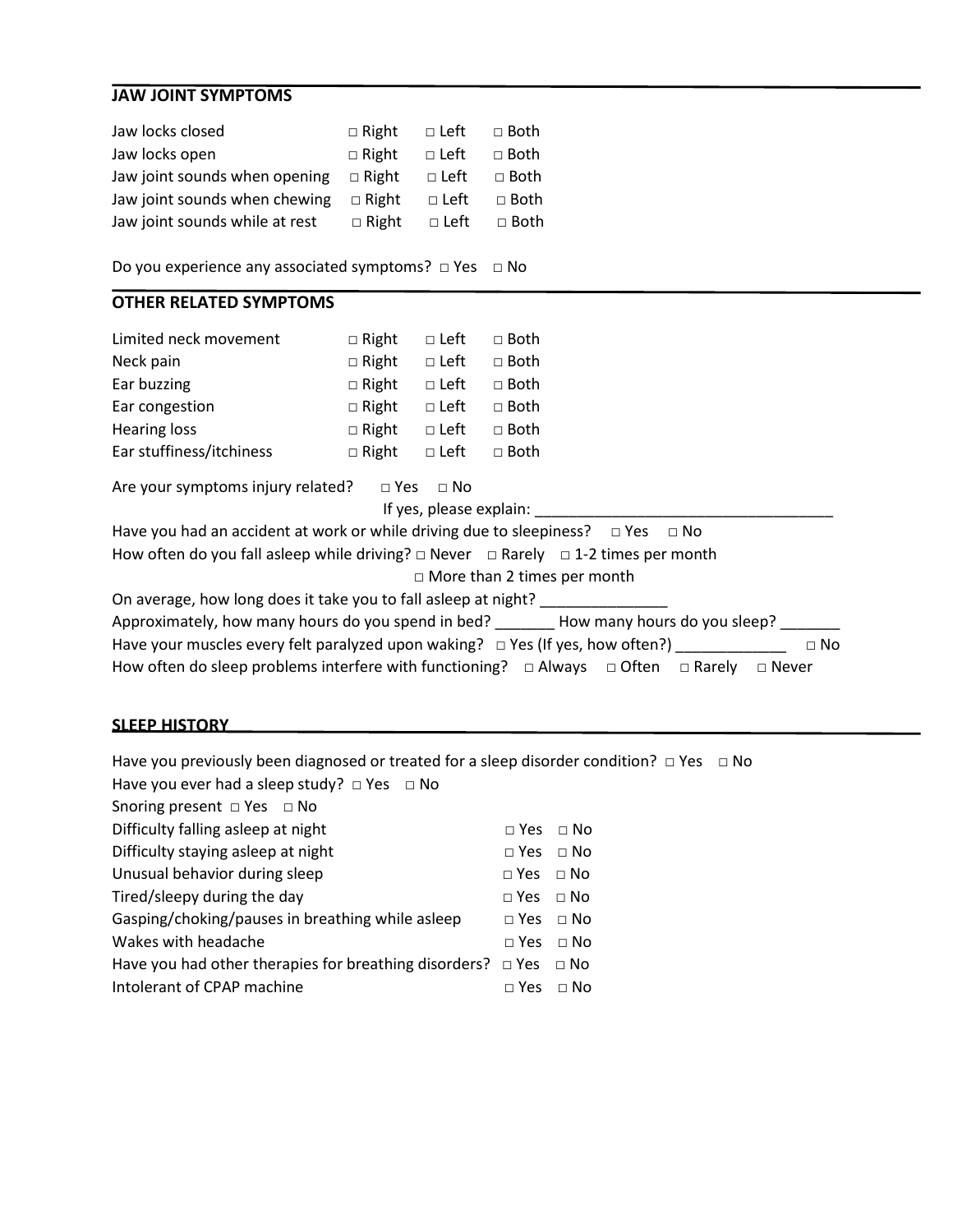## JAW JOINT SYMPTOMS

| | | | |
|---|---|---|---|
| Jaw locks closed | □ Right | □ Left | □ Both |
| Jaw locks open | □ Right | □ Left | □ Both |
| Jaw joint sounds when opening | □ Right | □ Left | □ Both |
| Jaw joint sounds when chewing | □ Right | □ Left | □ Both |
| Jaw joint sounds while at rest | □ Right | □ Left | □ Both |

Do you experience any associated symptoms? □ Yes □ No

## OTHER RELATED SYMPTOMS

| | | | |
|---|---|---|---|
| Limited neck movement | □ Right | □ Left | □ Both |
| Neck pain | □ Right | □ Left | □ Both |
| Ear buzzing | □ Right | □ Left | □ Both |
| Ear congestion | □ Right | □ Left | □ Both |
| Hearing loss | □ Right | □ Left | □ Both |
| Ear stuffiness/itchiness | □ Right | □ Left | □ Both |

Are your symptoms injury related? □ Yes □ No
If yes, please explain: ____________________________________

Have you had an accident at work or while driving due to sleepiness? □ Yes □ No

How often do you fall asleep while driving? □ Never □ Rarely □ 1-2 times per month □ More than 2 times per month

On average, how long does it take you to fall asleep at night? ______________

Approximately, how many hours do you spend in bed? _______ How many hours do you sleep? _______

Have your muscles every felt paralyzed upon waking? □ Yes (If yes, how often?) _____________ □ No

How often do sleep problems interfere with functioning? □ Always □ Often □ Rarely □ Never

## SLEEP HISTORY

Have you previously been diagnosed or treated for a sleep disorder condition? □ Yes □ No

Have you ever had a sleep study? □ Yes □ No

Snoring present □ Yes □ No

| | | |
|---|---|---|
| Difficulty falling asleep at night | □ Yes | □ No |
| Difficulty staying asleep at night | □ Yes | □ No |
| Unusual behavior during sleep | □ Yes | □ No |
| Tired/sleepy during the day | □ Yes | □ No |
| Gasping/choking/pauses in breathing while asleep | □ Yes | □ No |
| Wakes with headache | □ Yes | □ No |
| Have you had other therapies for breathing disorders? | □ Yes | □ No |
| Intolerant of CPAP machine | □ Yes | □ No |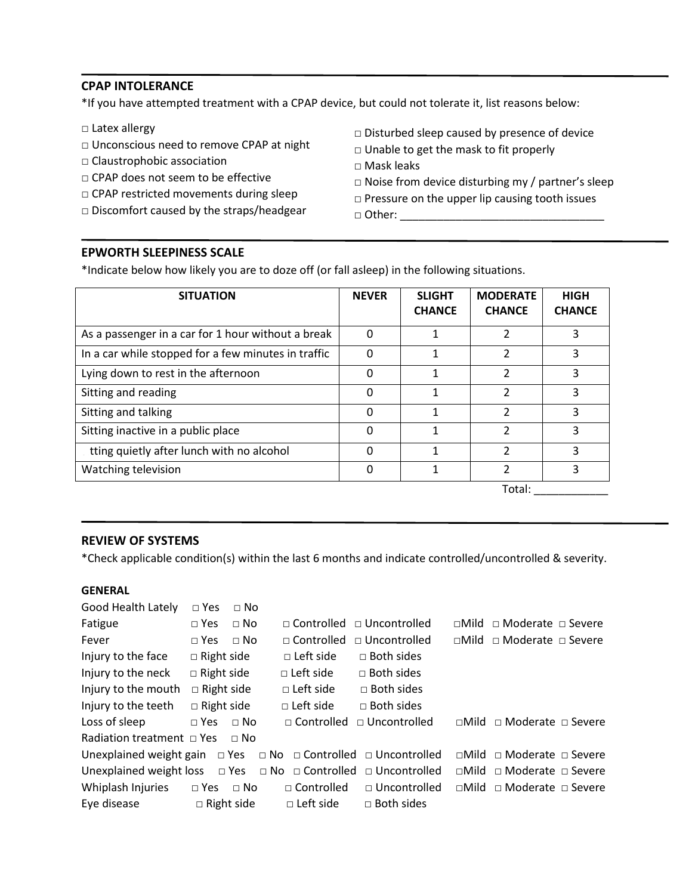## CPAP INTOLERANCE

*If you have attempted treatment with a CPAP device, but could not tolerate it, list reasons below:

□ Latex allergy
□ Unconscious need to remove CPAP at night
□ Claustrophobic association
□ CPAP does not seem to be effective
□ CPAP restricted movements during sleep
□ Discomfort caused by the straps/headgear
□ Disturbed sleep caused by presence of device
□ Unable to get the mask to fit properly
□ Mask leaks
□ Noise from device disturbing my / partner's sleep
□ Pressure on the upper lip causing tooth issues
□ Other: ________________________________

## EPWORTH SLEEPINESS SCALE

*Indicate below how likely you are to doze off (or fall asleep) in the following situations.

| SITUATION | NEVER | SLIGHT CHANCE | MODERATE CHANCE | HIGH CHANCE |
|---|---|---|---|---|
| As a passenger in a car for 1 hour without a break | 0 | 1 | 2 | 3 |
| In a car while stopped for a few minutes in traffic | 0 | 1 | 2 | 3 |
| Lying down to rest in the afternoon | 0 | 1 | 2 | 3 |
| Sitting and reading | 0 | 1 | 2 | 3 |
| Sitting and talking | 0 | 1 | 2 | 3 |
| Sitting inactive in a public place | 0 | 1 | 2 | 3 |
| tting quietly after lunch with no alcohol | 0 | 1 | 2 | 3 |
| Watching television | 0 | 1 | 2 | 3 |

Total: ____________

## REVIEW OF SYSTEMS

*Check applicable condition(s) within the last 6 months and indicate controlled/uncontrolled & severity.

### GENERAL

Good Health Lately □ Yes □ No
Fatigue □ Yes □ No □ Controlled □ Uncontrolled □Mild □ Moderate □ Severe
Fever □ Yes □ No □ Controlled □ Uncontrolled □Mild □ Moderate □ Severe
Injury to the face □ Right side □ Left side □ Both sides
Injury to the neck □ Right side □ Left side □ Both sides
Injury to the mouth □ Right side □ Left side □ Both sides
Injury to the teeth □ Right side □ Left side □ Both sides
Loss of sleep □ Yes □ No □ Controlled □ Uncontrolled □Mild □ Moderate □ Severe
Radiation treatment □ Yes □ No
Unexplained weight gain □ Yes □ No □ Controlled □ Uncontrolled □Mild □ Moderate □ Severe
Unexplained weight loss □ Yes □ No □ Controlled □ Uncontrolled □Mild □ Moderate □ Severe
Whiplash Injuries □ Yes □ No □ Controlled □ Uncontrolled □Mild □ Moderate □ Severe
Eye disease □ Right side □ Left side □ Both sides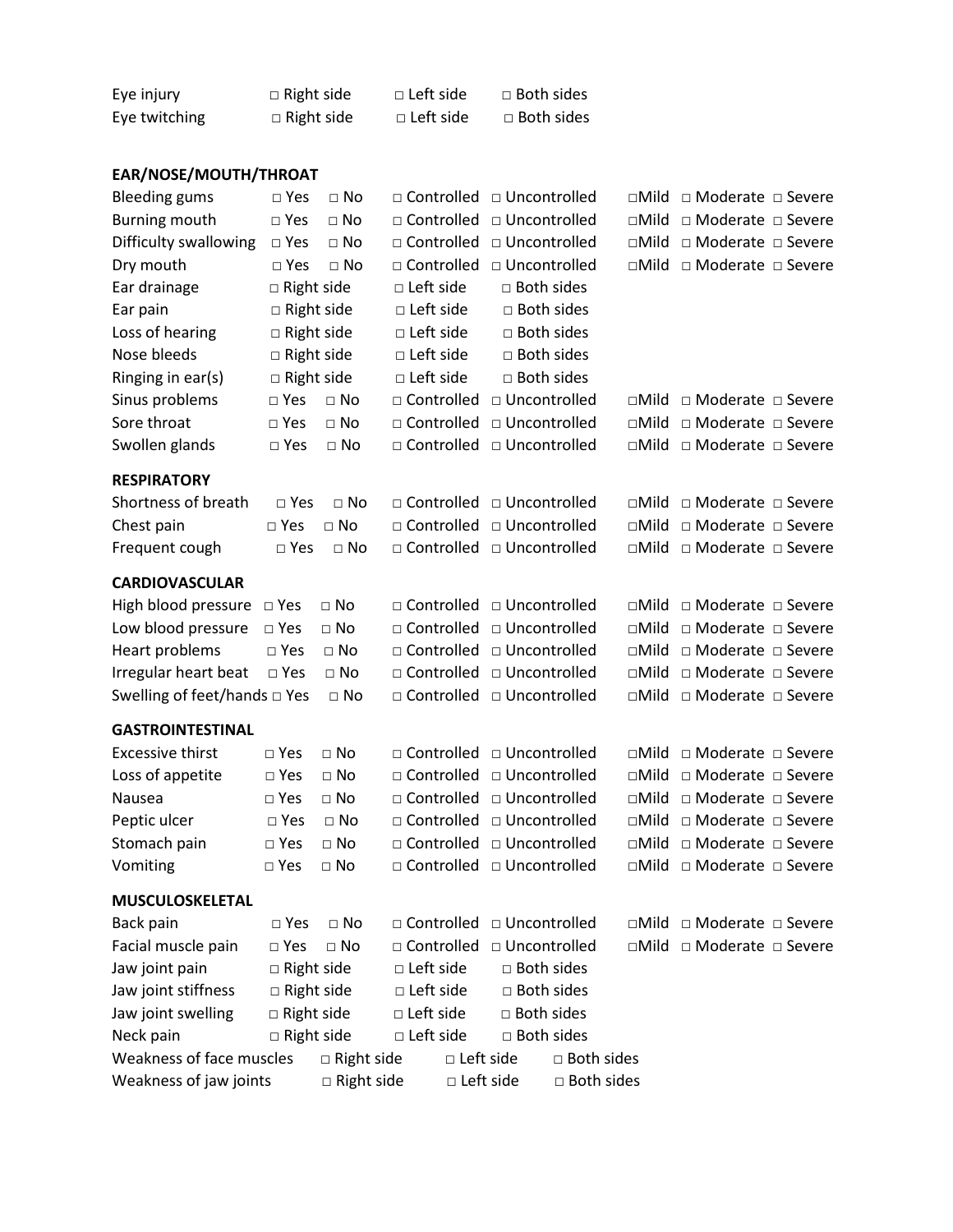Eye injury □ Right side □ Left side □ Both sides
Eye twitching □ Right side □ Left side □ Both sides

**EAR/NOSE/MOUTH/THROAT**

Bleeding gums □ Yes □ No □ Controlled □ Uncontrolled □Mild □ Moderate □ Severe
Burning mouth □ Yes □ No □ Controlled □ Uncontrolled □Mild □ Moderate □ Severe
Difficulty swallowing □ Yes □ No □ Controlled □ Uncontrolled □Mild □ Moderate □ Severe
Dry mouth □ Yes □ No □ Controlled □ Uncontrolled □Mild □ Moderate □ Severe
Ear drainage □ Right side □ Left side □ Both sides
Ear pain □ Right side □ Left side □ Both sides
Loss of hearing □ Right side □ Left side □ Both sides
Nose bleeds □ Right side □ Left side □ Both sides
Ringing in ear(s) □ Right side □ Left side □ Both sides
Sinus problems □ Yes □ No □ Controlled □ Uncontrolled □Mild □ Moderate □ Severe
Sore throat □ Yes □ No □ Controlled □ Uncontrolled □Mild □ Moderate □ Severe
Swollen glands □ Yes □ No □ Controlled □ Uncontrolled □Mild □ Moderate □ Severe

**RESPIRATORY**

Shortness of breath □ Yes □ No □ Controlled □ Uncontrolled □Mild □ Moderate □ Severe
Chest pain □ Yes □ No □ Controlled □ Uncontrolled □Mild □ Moderate □ Severe
Frequent cough □ Yes □ No □ Controlled □ Uncontrolled □Mild □ Moderate □ Severe

**CARDIOVASCULAR**

High blood pressure □ Yes □ No □ Controlled □ Uncontrolled □Mild □ Moderate □ Severe
Low blood pressure □ Yes □ No □ Controlled □ Uncontrolled □Mild □ Moderate □ Severe
Heart problems □ Yes □ No □ Controlled □ Uncontrolled □Mild □ Moderate □ Severe
Irregular heart beat □ Yes □ No □ Controlled □ Uncontrolled □Mild □ Moderate □ Severe
Swelling of feet/hands □ Yes □ No □ Controlled □ Uncontrolled □Mild □ Moderate □ Severe

**GASTROINTESTINAL**

Excessive thirst □ Yes □ No □ Controlled □ Uncontrolled □Mild □ Moderate □ Severe
Loss of appetite □ Yes □ No □ Controlled □ Uncontrolled □Mild □ Moderate □ Severe
Nausea □ Yes □ No □ Controlled □ Uncontrolled □Mild □ Moderate □ Severe
Peptic ulcer □ Yes □ No □ Controlled □ Uncontrolled □Mild □ Moderate □ Severe
Stomach pain □ Yes □ No □ Controlled □ Uncontrolled □Mild □ Moderate □ Severe
Vomiting □ Yes □ No □ Controlled □ Uncontrolled □Mild □ Moderate □ Severe

**MUSCULOSKELETAL**

Back pain □ Yes □ No □ Controlled □ Uncontrolled □Mild □ Moderate □ Severe
Facial muscle pain □ Yes □ No □ Controlled □ Uncontrolled □Mild □ Moderate □ Severe
Jaw joint pain □ Right side □ Left side □ Both sides
Jaw joint stiffness □ Right side □ Left side □ Both sides
Jaw joint swelling □ Right side □ Left side □ Both sides
Neck pain □ Right side □ Left side □ Both sides
Weakness of face muscles □ Right side □ Left side □ Both sides
Weakness of jaw joints □ Right side □ Left side □ Both sides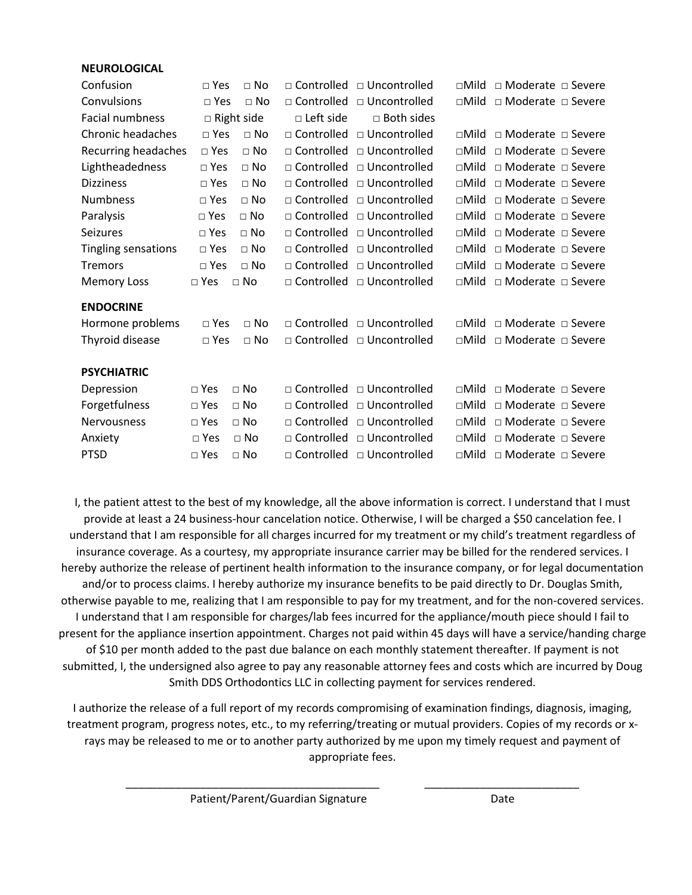**NEUROLOGICAL**

| | | | | | | | |
|---|---|---|---|---|---|---|---|
| Confusion | □ Yes | □ No | □ Controlled | □ Uncontrolled | □Mild | □ Moderate | □ Severe |
| Convulsions | □ Yes | □ No | □ Controlled | □ Uncontrolled | □Mild | □ Moderate | □ Severe |
| Facial numbness | □ Right side | | □ Left side | □ Both sides | | | |
| Chronic headaches | □ Yes | □ No | □ Controlled | □ Uncontrolled | □Mild | □ Moderate | □ Severe |
| Recurring headaches | □ Yes | □ No | □ Controlled | □ Uncontrolled | □Mild | □ Moderate | □ Severe |
| Lightheadedness | □ Yes | □ No | □ Controlled | □ Uncontrolled | □Mild | □ Moderate | □ Severe |
| Dizziness | □ Yes | □ No | □ Controlled | □ Uncontrolled | □Mild | □ Moderate | □ Severe |
| Numbness | □ Yes | □ No | □ Controlled | □ Uncontrolled | □Mild | □ Moderate | □ Severe |
| Paralysis | □ Yes | □ No | □ Controlled | □ Uncontrolled | □Mild | □ Moderate | □ Severe |
| Seizures | □ Yes | □ No | □ Controlled | □ Uncontrolled | □Mild | □ Moderate | □ Severe |
| Tingling sensations | □ Yes | □ No | □ Controlled | □ Uncontrolled | □Mild | □ Moderate | □ Severe |
| Tremors | □ Yes | □ No | □ Controlled | □ Uncontrolled | □Mild | □ Moderate | □ Severe |
| Memory Loss | □ Yes | □ No | □ Controlled | □ Uncontrolled | □Mild | □ Moderate | □ Severe |

**ENDOCRINE**

| | | | | | | | |
|---|---|---|---|---|---|---|---|
| Hormone problems | □ Yes | □ No | □ Controlled | □ Uncontrolled | □Mild | □ Moderate | □ Severe |
| Thyroid disease | □ Yes | □ No | □ Controlled | □ Uncontrolled | □Mild | □ Moderate | □ Severe |

**PSYCHIATRIC**

| | | | | | | | |
|---|---|---|---|---|---|---|---|
| Depression | □ Yes | □ No | □ Controlled | □ Uncontrolled | □Mild | □ Moderate | □ Severe |
| Forgetfulness | □ Yes | □ No | □ Controlled | □ Uncontrolled | □Mild | □ Moderate | □ Severe |
| Nervousness | □ Yes | □ No | □ Controlled | □ Uncontrolled | □Mild | □ Moderate | □ Severe |
| Anxiety | □ Yes | □ No | □ Controlled | □ Uncontrolled | □Mild | □ Moderate | □ Severe |
| PTSD | □ Yes | □ No | □ Controlled | □ Uncontrolled | □Mild | □ Moderate | □ Severe |

I, the patient attest to the best of my knowledge, all the above information is correct. I understand that I must provide at least a 24 business-hour cancelation notice. Otherwise, I will be charged a $50 cancelation fee. I understand that I am responsible for all charges incurred for my treatment or my child's treatment regardless of insurance coverage. As a courtesy, my appropriate insurance carrier may be billed for the rendered services. I hereby authorize the release of pertinent health information to the insurance company, or for legal documentation and/or to process claims. I hereby authorize my insurance benefits to be paid directly to Dr. Douglas Smith, otherwise payable to me, realizing that I am responsible to pay for my treatment, and for the non-covered services. I understand that I am responsible for charges/lab fees incurred for the appliance/mouth piece should I fail to present for the appliance insertion appointment. Charges not paid within 45 days will have a service/handing charge of $10 per month added to the past due balance on each monthly statement thereafter. If payment is not submitted, I, the undersigned also agree to pay any reasonable attorney fees and costs which are incurred by Doug Smith DDS Orthodontics LLC in collecting payment for services rendered.

I authorize the release of a full report of my records compromising of examination findings, diagnosis, imaging, treatment program, progress notes, etc., to my referring/treating or mutual providers. Copies of my records or x-rays may be released to me or to another party authorized by me upon my timely request and payment of appropriate fees.

\_\_\_\_\_\_\_\_\_\_\_\_\_\_\_\_\_\_\_\_\_\_\_\_\_\_\_\_\_\_\_\_\_\_\_\_\_\_\_\_ Patient/Parent/Guardian Signature

\_\_\_\_\_\_\_\_\_\_\_\_\_\_\_\_\_\_\_\_\_\_\_\_\_ Date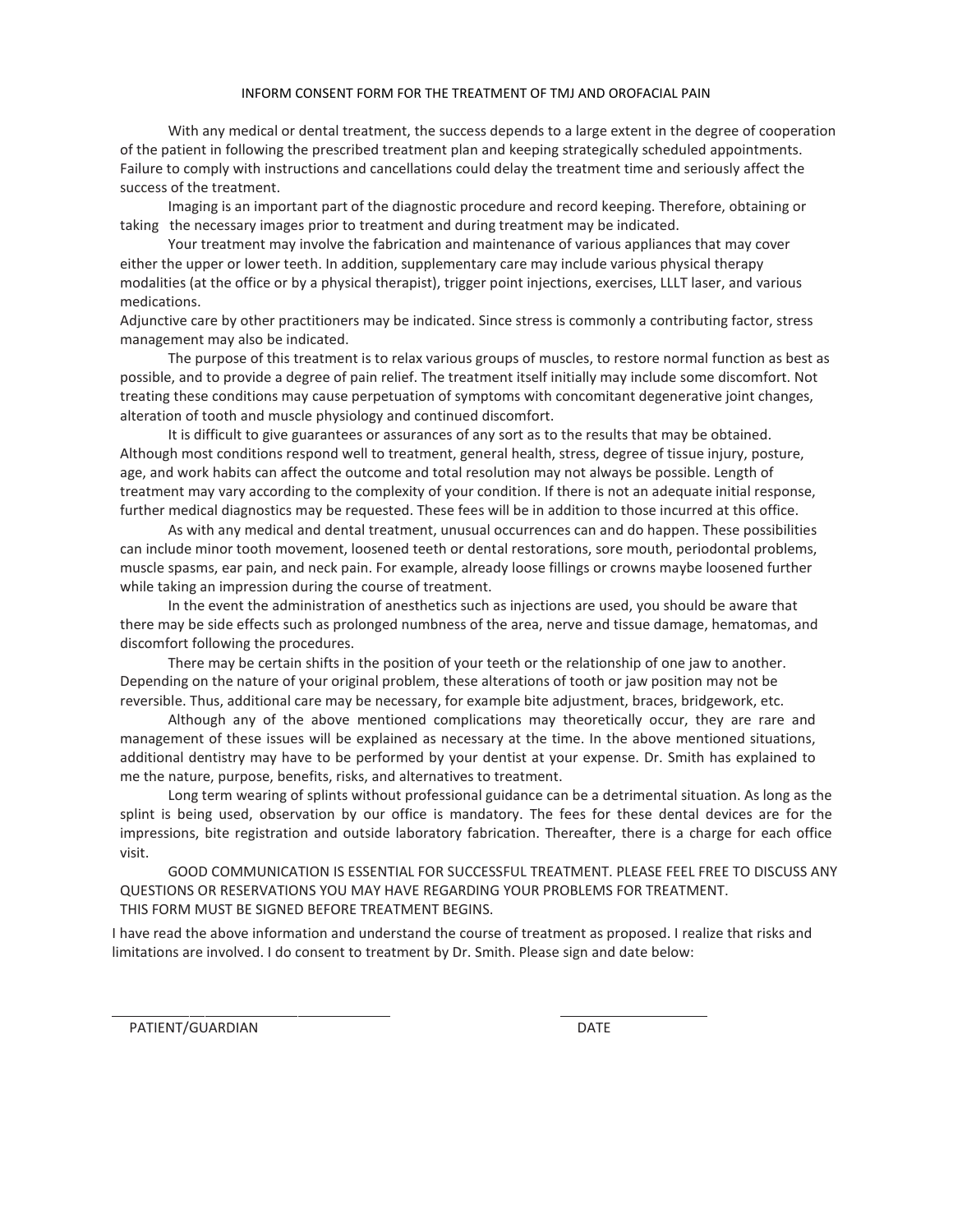# INFORM CONSENT FORM FOR THE TREATMENT OF TMJ AND OROFACIAL PAIN

With any medical or dental treatment, the success depends to a large extent in the degree of cooperation of the patient in following the prescribed treatment plan and keeping strategically scheduled appointments. Failure to comply with instructions and cancellations could delay the treatment time and seriously affect the success of the treatment.

Imaging is an important part of the diagnostic procedure and record keeping. Therefore, obtaining or taking the necessary images prior to treatment and during treatment may be indicated.

Your treatment may involve the fabrication and maintenance of various appliances that may cover either the upper or lower teeth. In addition, supplementary care may include various physical therapy modalities (at the office or by a physical therapist), trigger point injections, exercises, LLLT laser, and various medications.

Adjunctive care by other practitioners may be indicated. Since stress is commonly a contributing factor, stress management may also be indicated.

The purpose of this treatment is to relax various groups of muscles, to restore normal function as best as possible, and to provide a degree of pain relief. The treatment itself initially may include some discomfort. Not treating these conditions may cause perpetuation of symptoms with concomitant degenerative joint changes, alteration of tooth and muscle physiology and continued discomfort.

It is difficult to give guarantees or assurances of any sort as to the results that may be obtained. Although most conditions respond well to treatment, general health, stress, degree of tissue injury, posture, age, and work habits can affect the outcome and total resolution may not always be possible. Length of treatment may vary according to the complexity of your condition. If there is not an adequate initial response, further medical diagnostics may be requested. These fees will be in addition to those incurred at this office.

As with any medical and dental treatment, unusual occurrences can and do happen. These possibilities can include minor tooth movement, loosened teeth or dental restorations, sore mouth, periodontal problems, muscle spasms, ear pain, and neck pain. For example, already loose fillings or crowns maybe loosened further while taking an impression during the course of treatment.

In the event the administration of anesthetics such as injections are used, you should be aware that there may be side effects such as prolonged numbness of the area, nerve and tissue damage, hematomas, and discomfort following the procedures.

There may be certain shifts in the position of your teeth or the relationship of one jaw to another. Depending on the nature of your original problem, these alterations of tooth or jaw position may not be reversible. Thus, additional care may be necessary, for example bite adjustment, braces, bridgework, etc.

Although any of the above mentioned complications may theoretically occur, they are rare and management of these issues will be explained as necessary at the time. In the above mentioned situations, additional dentistry may have to be performed by your dentist at your expense. Dr. Smith has explained to me the nature, purpose, benefits, risks, and alternatives to treatment.

Long term wearing of splints without professional guidance can be a detrimental situation. As long as the splint is being used, observation by our office is mandatory. The fees for these dental devices are for the impressions, bite registration and outside laboratory fabrication. Thereafter, there is a charge for each office visit.

GOOD COMMUNICATION IS ESSENTIAL FOR SUCCESSFUL TREATMENT. PLEASE FEEL FREE TO DISCUSS ANY QUESTIONS OR RESERVATIONS YOU MAY HAVE REGARDING YOUR PROBLEMS FOR TREATMENT.
THIS FORM MUST BE SIGNED BEFORE TREATMENT BEGINS.

I have read the above information and understand the course of treatment as proposed. I realize that risks and limitations are involved. I do consent to treatment by Dr. Smith. Please sign and date below:

\_\_\_\_\_\_\_\_\_\_\_\_\_\_\_\_\_\_\_\_\_\_\_\_\_\_\_\_\_\_\_\_\_\_\_\_ \_\_\_\_\_\_\_\_\_\_\_\_\_\_\_\_\_\_\_\_

PATIENT/GUARDIAN DATE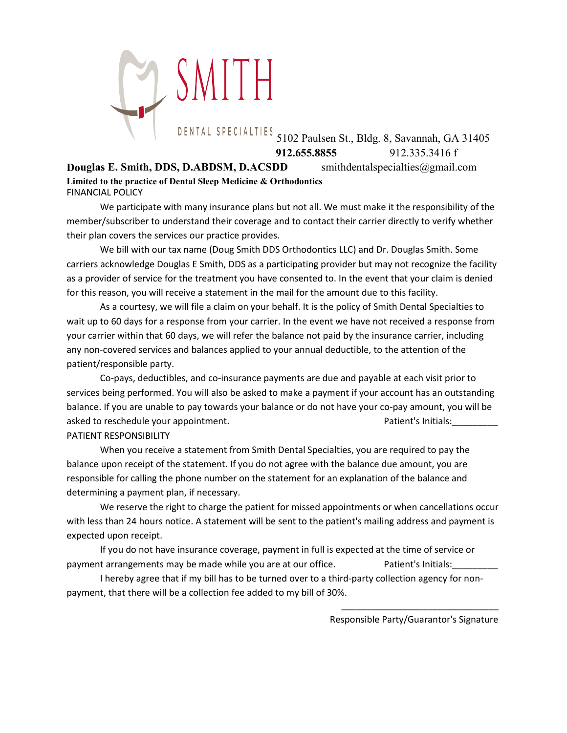# SMITH

DENTAL SPECIALTIES 5102 Paulsen St., Bldg. 8, Savannah, GA 31405

**912.655.8855** 912.335.3416 f

**Douglas E. Smith, DDS, D.ABDSM, D.ACSDD** smithdentalspecialties@gmail.com

**Limited to the practice of Dental Sleep Medicine & Orthodontics**

FINANCIAL POLICY

We participate with many insurance plans but not all. We must make it the responsibility of the member/subscriber to understand their coverage and to contact their carrier directly to verify whether their plan covers the services our practice provides.

We bill with our tax name (Doug Smith DDS Orthodontics LLC) and Dr. Douglas Smith. Some carriers acknowledge Douglas E Smith, DDS as a participating provider but may not recognize the facility as a provider of service for the treatment you have consented to. In the event that your claim is denied for this reason, you will receive a statement in the mail for the amount due to this facility.

As a courtesy, we will file a claim on your behalf. It is the policy of Smith Dental Specialties to wait up to 60 days for a response from your carrier. In the event we have not received a response from your carrier within that 60 days, we will refer the balance not paid by the insurance carrier, including any non-covered services and balances applied to your annual deductible, to the attention of the patient/responsible party.

Co-pays, deductibles, and co-insurance payments are due and payable at each visit prior to services being performed. You will also be asked to make a payment if your account has an outstanding balance. If you are unable to pay towards your balance or do not have your co-pay amount, you will be asked to reschedule your appointment. Patient's Initials:_________

PATIENT RESPONSIBILITY

When you receive a statement from Smith Dental Specialties, you are required to pay the balance upon receipt of the statement. If you do not agree with the balance due amount, you are responsible for calling the phone number on the statement for an explanation of the balance and determining a payment plan, if necessary.

We reserve the right to charge the patient for missed appointments or when cancellations occur with less than 24 hours notice. A statement will be sent to the patient's mailing address and payment is expected upon receipt.

If you do not have insurance coverage, payment in full is expected at the time of service or payment arrangements may be made while you are at our office. Patient's Initials:_________

I hereby agree that if my bill has to be turned over to a third-party collection agency for non-payment, that there will be a collection fee added to my bill of 30%.

_______________________________

Responsible Party/Guarantor's Signature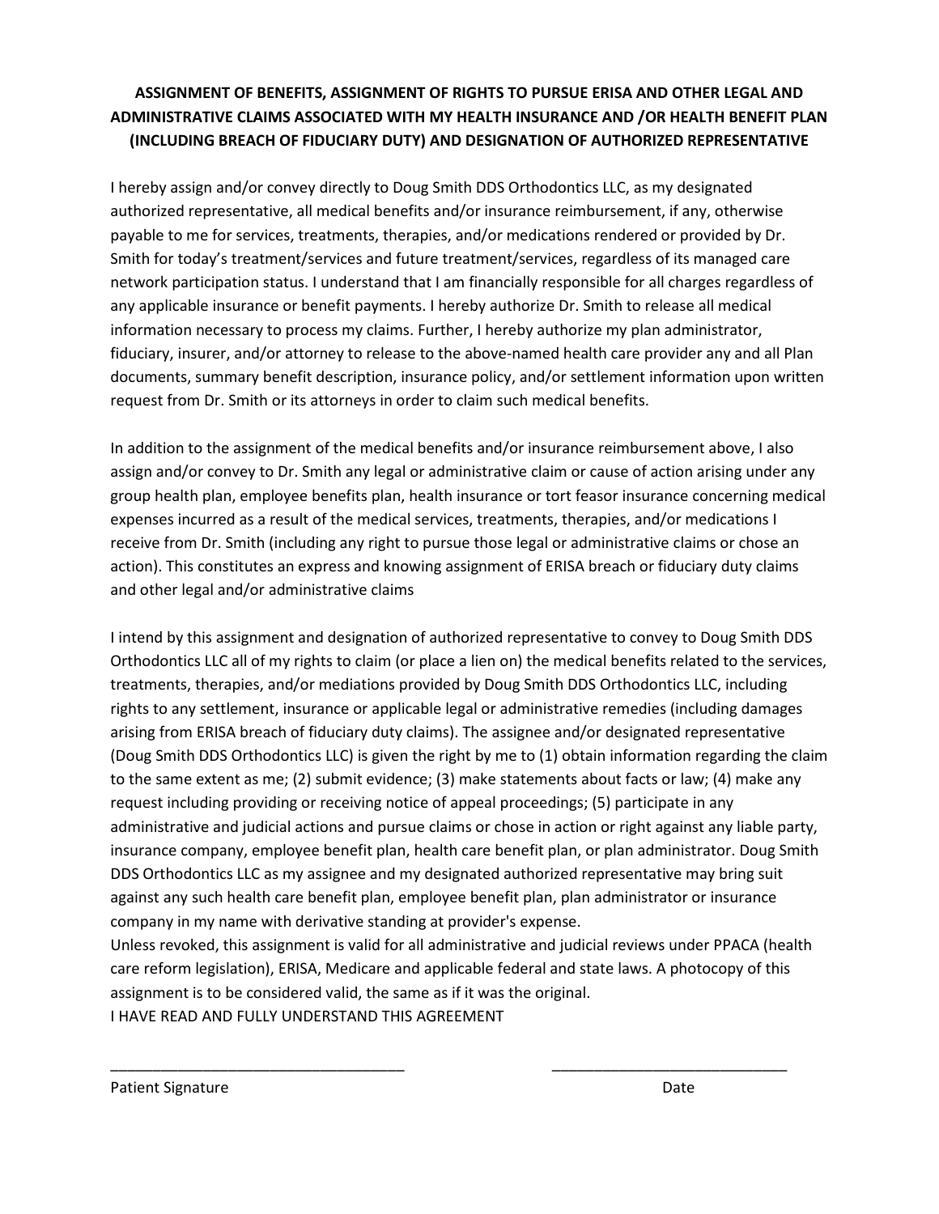**ASSIGNMENT OF BENEFITS, ASSIGNMENT OF RIGHTS TO PURSUE ERISA AND OTHER LEGAL AND ADMINISTRATIVE CLAIMS ASSOCIATED WITH MY HEALTH INSURANCE AND /OR HEALTH BENEFIT PLAN (INCLUDING BREACH OF FIDUCIARY DUTY) AND DESIGNATION OF AUTHORIZED REPRESENTATIVE**

I hereby assign and/or convey directly to Doug Smith DDS Orthodontics LLC, as my designated authorized representative, all medical benefits and/or insurance reimbursement, if any, otherwise payable to me for services, treatments, therapies, and/or medications rendered or provided by Dr. Smith for today's treatment/services and future treatment/services, regardless of its managed care network participation status. I understand that I am financially responsible for all charges regardless of any applicable insurance or benefit payments. I hereby authorize Dr. Smith to release all medical information necessary to process my claims. Further, I hereby authorize my plan administrator, fiduciary, insurer, and/or attorney to release to the above-named health care provider any and all Plan documents, summary benefit description, insurance policy, and/or settlement information upon written request from Dr. Smith or its attorneys in order to claim such medical benefits.

In addition to the assignment of the medical benefits and/or insurance reimbursement above, I also assign and/or convey to Dr. Smith any legal or administrative claim or cause of action arising under any group health plan, employee benefits plan, health insurance or tort feasor insurance concerning medical expenses incurred as a result of the medical services, treatments, therapies, and/or medications I receive from Dr. Smith (including any right to pursue those legal or administrative claims or chose an action). This constitutes an express and knowing assignment of ERISA breach or fiduciary duty claims and other legal and/or administrative claims

I intend by this assignment and designation of authorized representative to convey to Doug Smith DDS Orthodontics LLC all of my rights to claim (or place a lien on) the medical benefits related to the services, treatments, therapies, and/or mediations provided by Doug Smith DDS Orthodontics LLC, including rights to any settlement, insurance or applicable legal or administrative remedies (including damages arising from ERISA breach of fiduciary duty claims). The assignee and/or designated representative (Doug Smith DDS Orthodontics LLC) is given the right by me to (1) obtain information regarding the claim to the same extent as me; (2) submit evidence; (3) make statements about facts or law; (4) make any request including providing or receiving notice of appeal proceedings; (5) participate in any administrative and judicial actions and pursue claims or chose in action or right against any liable party, insurance company, employee benefit plan, health care benefit plan, or plan administrator. Doug Smith DDS Orthodontics LLC as my assignee and my designated authorized representative may bring suit against any such health care benefit plan, employee benefit plan, plan administrator or insurance company in my name with derivative standing at provider's expense.

Unless revoked, this assignment is valid for all administrative and judicial reviews under PPACA (health care reform legislation), ERISA, Medicare and applicable federal and state laws. A photocopy of this assignment is to be considered valid, the same as if it was the original.

I HAVE READ AND FULLY UNDERSTAND THIS AGREEMENT

___________________________________ ___________________________________

Patient Signature Date